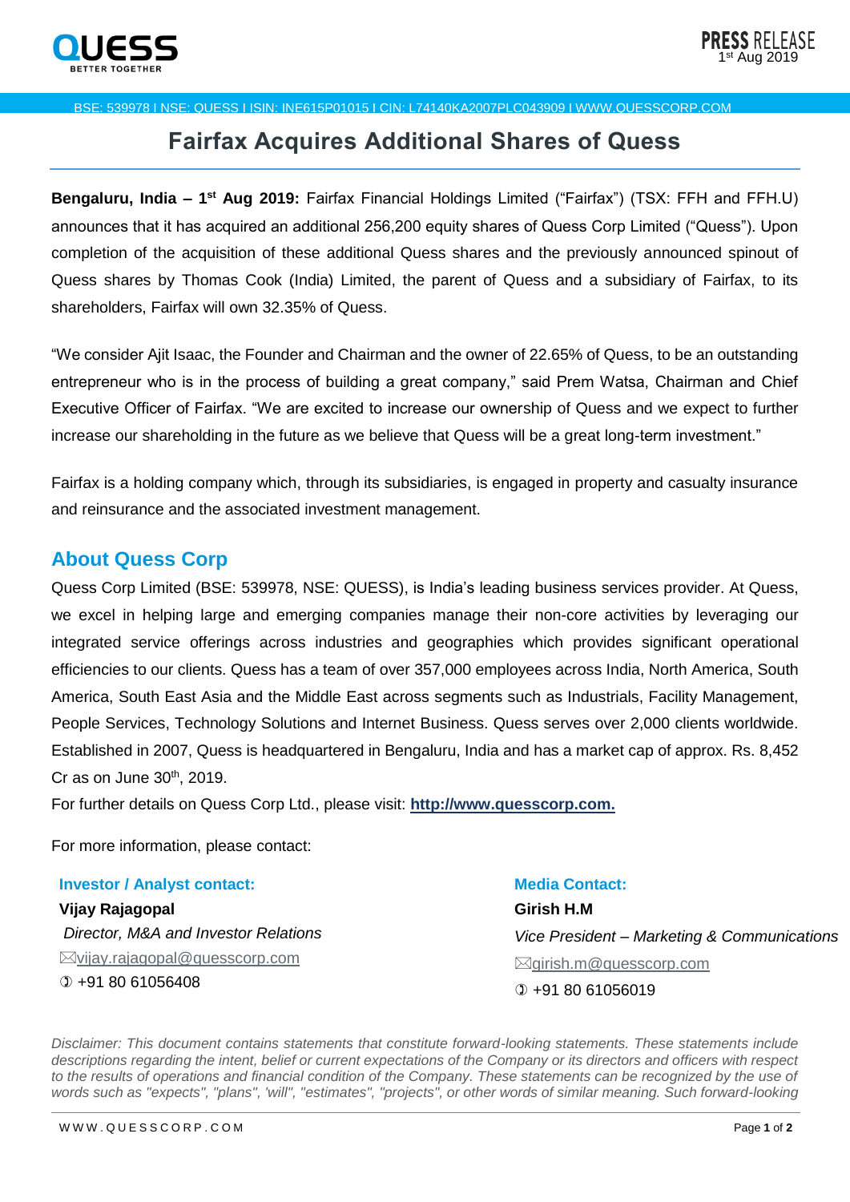PRESS RELEASE
1st Aug 2019

BSE: 539978 I NSE: QUESS I ISIN: INE615P01015 I CIN: L74140KA2007PLC043909 I WWW.QUESSCORP.COM

# Fairfax Acquires Additional Shares of Quess

**Bengaluru, India – 1st Aug 2019:** Fairfax Financial Holdings Limited ("Fairfax") (TSX: FFH and FFH.U) announces that it has acquired an additional 256,200 equity shares of Quess Corp Limited ("Quess"). Upon completion of the acquisition of these additional Quess shares and the previously announced spinout of Quess shares by Thomas Cook (India) Limited, the parent of Quess and a subsidiary of Fairfax, to its shareholders, Fairfax will own 32.35% of Quess.

"We consider Ajit Isaac, the Founder and Chairman and the owner of 22.65% of Quess, to be an outstanding entrepreneur who is in the process of building a great company," said Prem Watsa, Chairman and Chief Executive Officer of Fairfax. "We are excited to increase our ownership of Quess and we expect to further increase our shareholding in the future as we believe that Quess will be a great long-term investment."

Fairfax is a holding company which, through its subsidiaries, is engaged in property and casualty insurance and reinsurance and the associated investment management.

## About Quess Corp

Quess Corp Limited (BSE: 539978, NSE: QUESS), is India's leading business services provider. At Quess, we excel in helping large and emerging companies manage their non-core activities by leveraging our integrated service offerings across industries and geographies which provides significant operational efficiencies to our clients. Quess has a team of over 357,000 employees across India, North America, South America, South East Asia and the Middle East across segments such as Industrials, Facility Management, People Services, Technology Solutions and Internet Business. Quess serves over 2,000 clients worldwide. Established in 2007, Quess is headquartered in Bengaluru, India and has a market cap of approx. Rs. 8,452 Cr as on June 30th, 2019.

For further details on Quess Corp Ltd., please visit: **http://www.quesscorp.com.**

For more information, please contact:

**Investor / Analyst contact:**

**Vijay Rajagopal**

*Director, M&A and Investor Relations*

vijay.rajagopal@quesscorp.com

+91 80 61056408

**Media Contact:**

**Girish H.M**

*Vice President – Marketing & Communications*

girish.m@quesscorp.com

+91 80 61056019

*Disclaimer: This document contains statements that constitute forward-looking statements. These statements include descriptions regarding the intent, belief or current expectations of the Company or its directors and officers with respect to the results of operations and financial condition of the Company. These statements can be recognized by the use of words such as "expects", "plans", 'will", "estimates", "projects", or other words of similar meaning. Such forward-looking*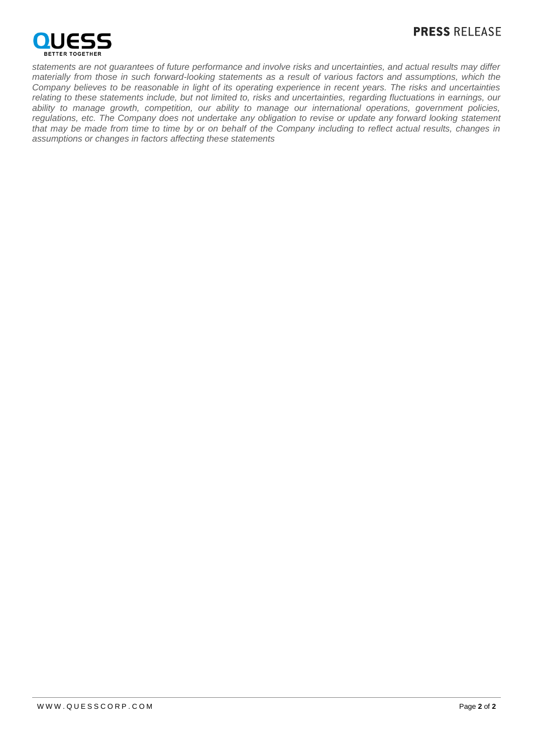*statements are not guarantees of future performance and involve risks and uncertainties, and actual results may differ materially from those in such forward-looking statements as a result of various factors and assumptions, which the Company believes to be reasonable in light of its operating experience in recent years. The risks and uncertainties relating to these statements include, but not limited to, risks and uncertainties, regarding fluctuations in earnings, our ability to manage growth, competition, our ability to manage our international operations, government policies, regulations, etc. The Company does not undertake any obligation to revise or update any forward looking statement that may be made from time to time by or on behalf of the Company including to reflect actual results, changes in assumptions or changes in factors affecting these statements*